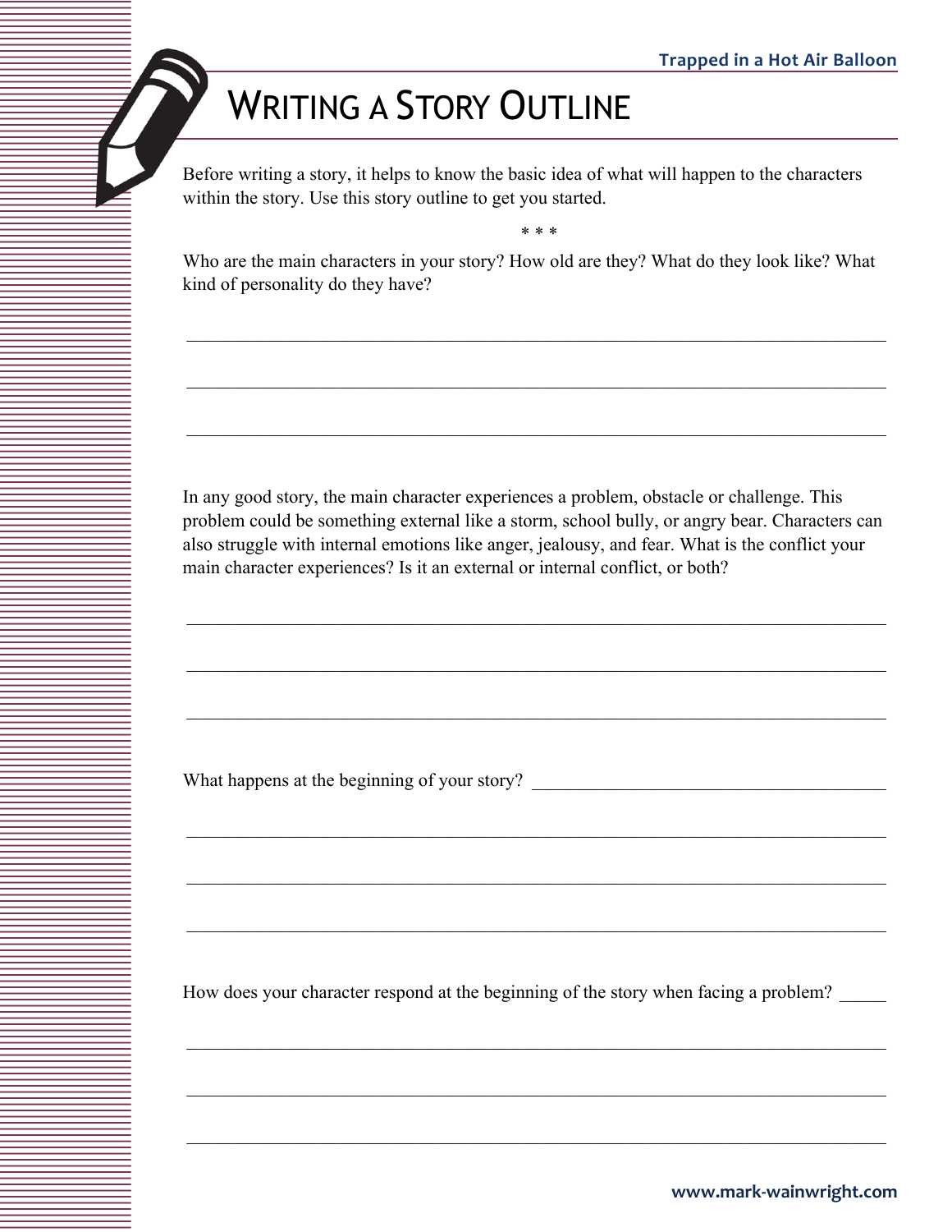# Writing a Story Outline

Before writing a story, it helps to know the basic idea of what will happen to the characters within the story. Use this story outline to get you started.

* * *

Who are the main characters in your story? How old are they? What do they look like? What kind of personality do they have?

______________________________________________________________________________

______________________________________________________________________________

______________________________________________________________________________

In any good story, the main character experiences a problem, obstacle or challenge. This problem could be something external like a storm, school bully, or angry bear. Characters can also struggle with internal emotions like anger, jealousy, and fear. What is the conflict your main character experiences? Is it an external or internal conflict, or both?

______________________________________________________________________________

______________________________________________________________________________

______________________________________________________________________________

What happens at the beginning of your story? ____________________________________

______________________________________________________________________________

______________________________________________________________________________

______________________________________________________________________________

How does your character respond at the beginning of the story when facing a problem? _____

______________________________________________________________________________

______________________________________________________________________________

______________________________________________________________________________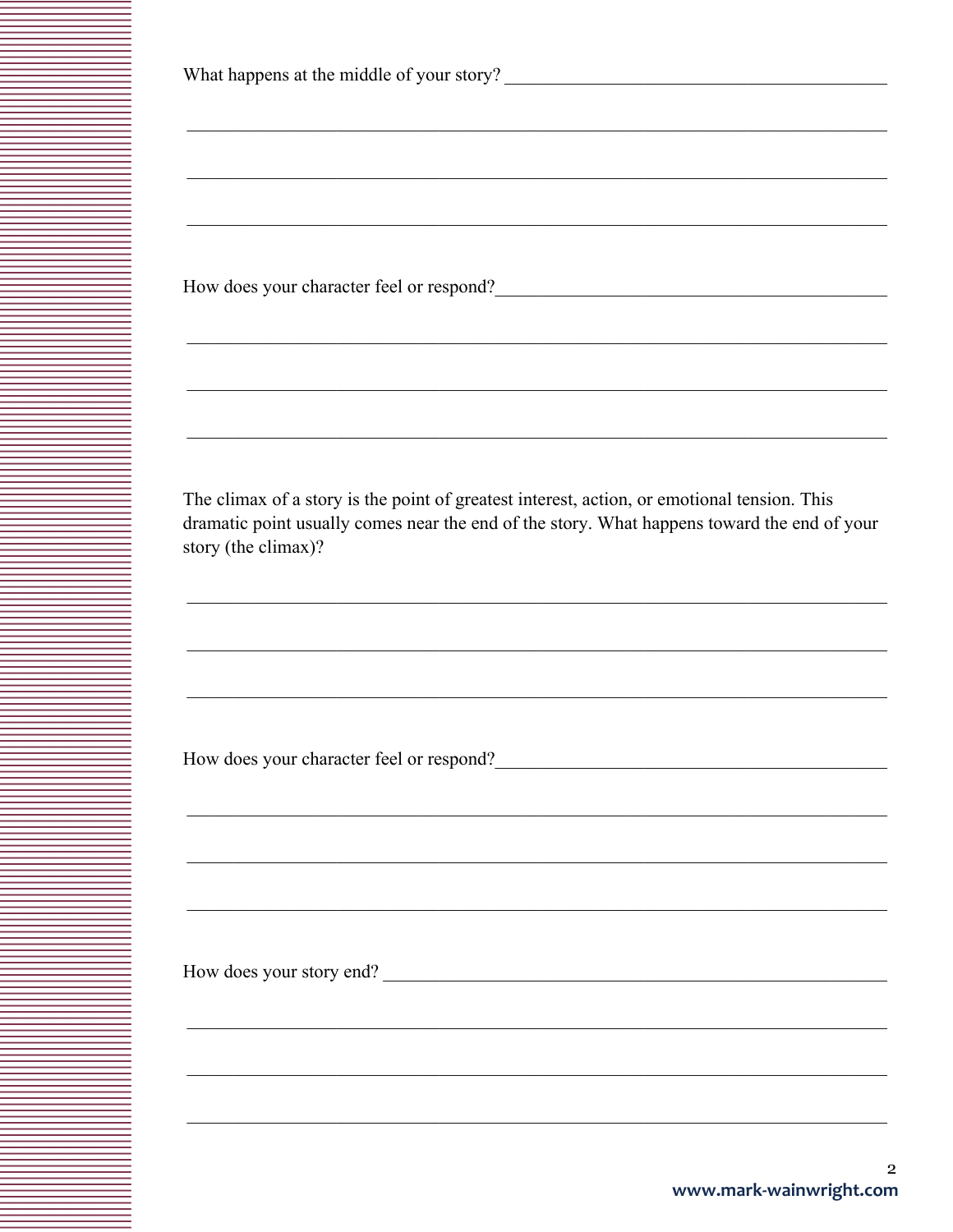What happens at the middle of your story? ___________________________________________

_______________________________________________________________________________

_______________________________________________________________________________

_______________________________________________________________________________

How does your character feel or respond?____________________________________________

_______________________________________________________________________________

_______________________________________________________________________________

_______________________________________________________________________________

The climax of a story is the point of greatest interest, action, or emotional tension. This dramatic point usually comes near the end of the story. What happens toward the end of your story (the climax)?

_______________________________________________________________________________

_______________________________________________________________________________

_______________________________________________________________________________

How does your character feel or respond?____________________________________________

_______________________________________________________________________________

_______________________________________________________________________________

_______________________________________________________________________________

How does your story end? ______________________________________________________

_______________________________________________________________________________

_______________________________________________________________________________

_______________________________________________________________________________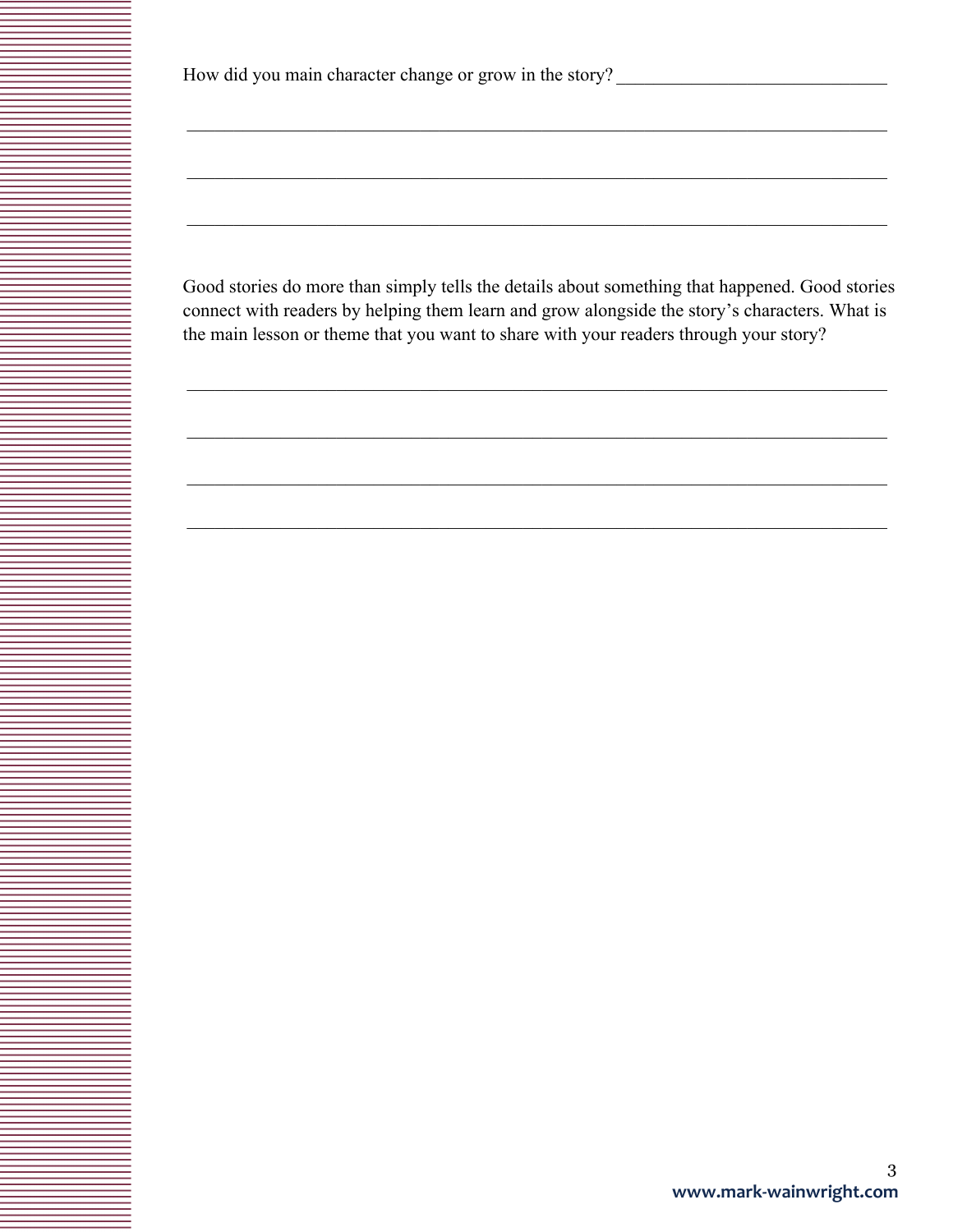How did you main character change or grow in the story? ______________________________

________________________________________________________________________________

________________________________________________________________________________

________________________________________________________________________________

Good stories do more than simply tells the details about something that happened. Good stories connect with readers by helping them learn and grow alongside the story's characters. What is the main lesson or theme that you want to share with your readers through your story?

________________________________________________________________________________

________________________________________________________________________________

________________________________________________________________________________

________________________________________________________________________________